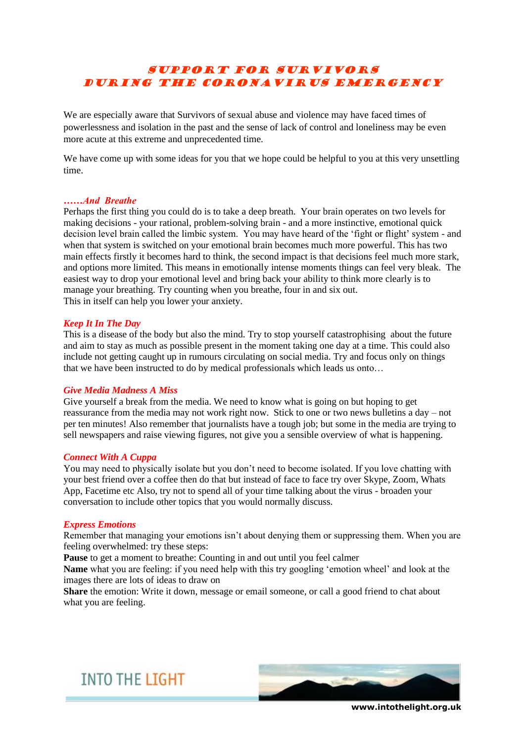# SUPPORT FOR SURVIVORS DURING THE CORONAVIRUS EMERGENCY

We are especially aware that Survivors of sexual abuse and violence may have faced times of powerlessness and isolation in the past and the sense of lack of control and loneliness may be even more acute at this extreme and unprecedented time.

We have come up with some ideas for you that we hope could be helpful to you at this very unsettling time.

### ***……And Breathe***

Perhaps the first thing you could do is to take a deep breath. Your brain operates on two levels for making decisions - your rational, problem-solving brain - and a more instinctive, emotional quick decision level brain called the limbic system. You may have heard of the 'fight or flight' system - and when that system is switched on your emotional brain becomes much more powerful. This has two main effects firstly it becomes hard to think, the second impact is that decisions feel much more stark, and options more limited. This means in emotionally intense moments things can feel very bleak. The easiest way to drop your emotional level and bring back your ability to think more clearly is to manage your breathing. Try counting when you breathe, four in and six out.
This in itself can help you lower your anxiety.

### ***Keep It In The Day***

This is a disease of the body but also the mind. Try to stop yourself catastrophising about the future and aim to stay as much as possible present in the moment taking one day at a time. This could also include not getting caught up in rumours circulating on social media. Try and focus only on things that we have been instructed to do by medical professionals which leads us onto…

### ***Give Media Madness A Miss***

Give yourself a break from the media. We need to know what is going on but hoping to get reassurance from the media may not work right now. Stick to one or two news bulletins a day – not per ten minutes! Also remember that journalists have a tough job; but some in the media are trying to sell newspapers and raise viewing figures, not give you a sensible overview of what is happening.

### ***Connect With A Cuppa***

You may need to physically isolate but you don't need to become isolated. If you love chatting with your best friend over a coffee then do that but instead of face to face try over Skype, Zoom, Whats App, Facetime etc Also, try not to spend all of your time talking about the virus - broaden your conversation to include other topics that you would normally discuss.

### ***Express Emotions***

Remember that managing your emotions isn't about denying them or suppressing them. When you are feeling overwhelmed: try these steps:

**Pause** to get a moment to breathe: Counting in and out until you feel calmer

**Name** what you are feeling: if you need help with this try googling 'emotion wheel' and look at the images there are lots of ideas to draw on

**Share** the emotion: Write it down, message or email someone, or call a good friend to chat about what you are feeling.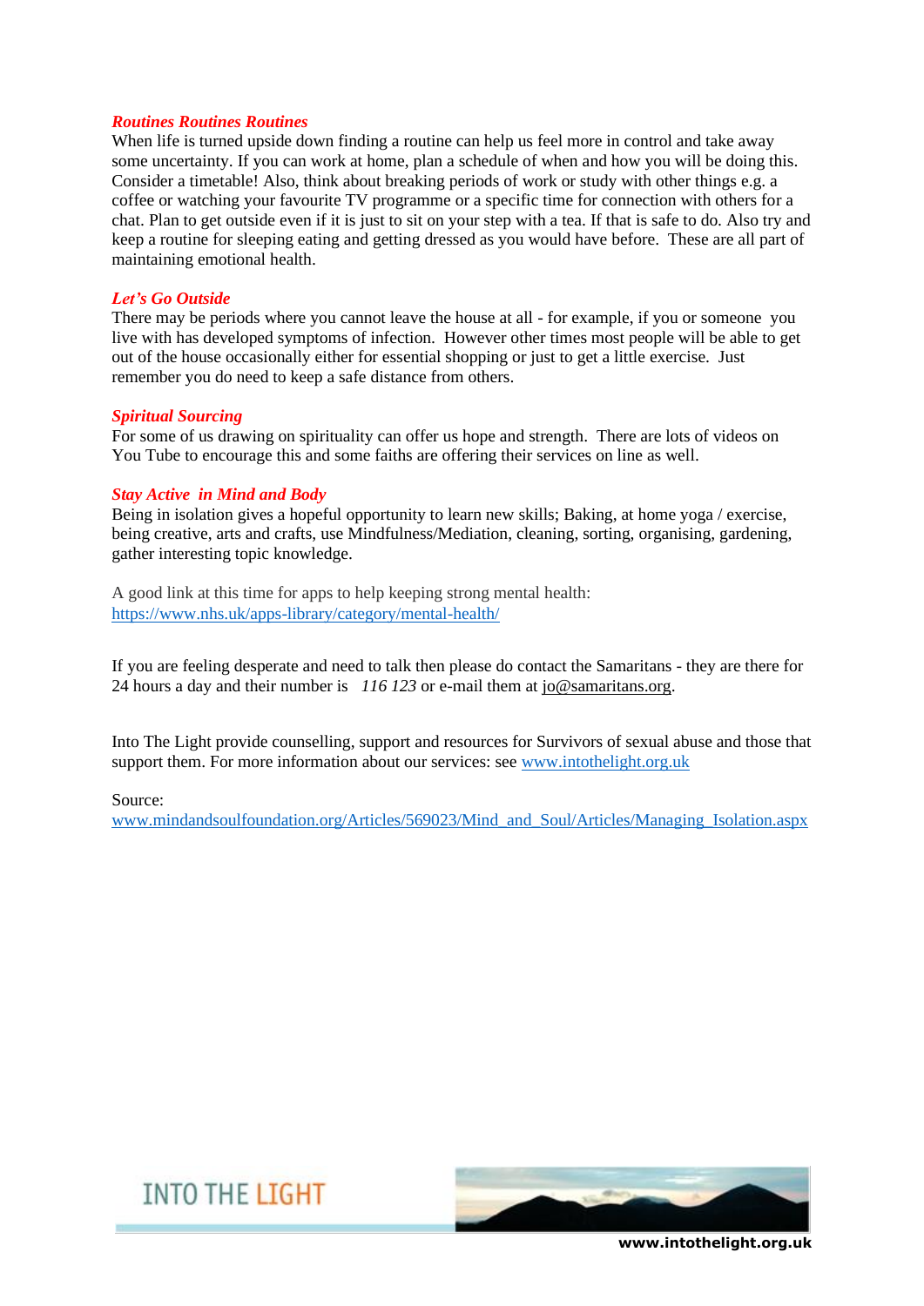***Routines Routines Routines***

When life is turned upside down finding a routine can help us feel more in control and take away some uncertainty. If you can work at home, plan a schedule of when and how you will be doing this. Consider a timetable! Also, think about breaking periods of work or study with other things e.g. a coffee or watching your favourite TV programme or a specific time for connection with others for a chat. Plan to get outside even if it is just to sit on your step with a tea. If that is safe to do. Also try and keep a routine for sleeping eating and getting dressed as you would have before. These are all part of maintaining emotional health.

***Let's Go Outside***

There may be periods where you cannot leave the house at all - for example, if you or someone you live with has developed symptoms of infection. However other times most people will be able to get out of the house occasionally either for essential shopping or just to get a little exercise. Just remember you do need to keep a safe distance from others.

***Spiritual Sourcing***

For some of us drawing on spirituality can offer us hope and strength. There are lots of videos on You Tube to encourage this and some faiths are offering their services on line as well.

***Stay Active in Mind and Body***

Being in isolation gives a hopeful opportunity to learn new skills; Baking, at home yoga / exercise, being creative, arts and crafts, use Mindfulness/Mediation, cleaning, sorting, organising, gardening, gather interesting topic knowledge.

A good link at this time for apps to help keeping strong mental health:
https://www.nhs.uk/apps-library/category/mental-health/

If you are feeling desperate and need to talk then please do contact the Samaritans - they are there for 24 hours a day and their number is *116 123* or e-mail them at jo@samaritans.org.

Into The Light provide counselling, support and resources for Survivors of sexual abuse and those that support them. For more information about our services: see www.intothelight.org.uk

Source:
www.mindandsoulfoundation.org/Articles/569023/Mind_and_Soul/Articles/Managing_Isolation.aspx